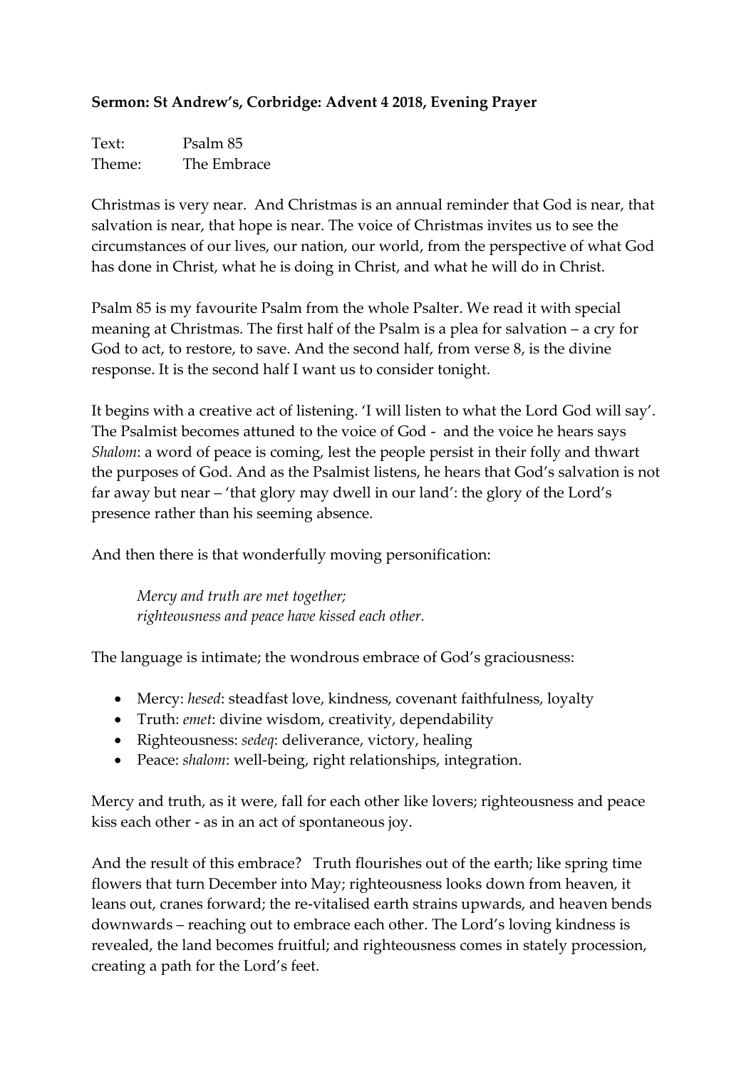**Sermon: St Andrew's, Corbridge: Advent 4 2018, Evening Prayer**

Text: Psalm 85
Theme: The Embrace

Christmas is very near. And Christmas is an annual reminder that God is near, that salvation is near, that hope is near. The voice of Christmas invites us to see the circumstances of our lives, our nation, our world, from the perspective of what God has done in Christ, what he is doing in Christ, and what he will do in Christ.

Psalm 85 is my favourite Psalm from the whole Psalter. We read it with special meaning at Christmas. The first half of the Psalm is a plea for salvation – a cry for God to act, to restore, to save. And the second half, from verse 8, is the divine response. It is the second half I want us to consider tonight.

It begins with a creative act of listening. 'I will listen to what the Lord God will say'. The Psalmist becomes attuned to the voice of God - and the voice he hears says *Shalom*: a word of peace is coming, lest the people persist in their folly and thwart the purposes of God. And as the Psalmist listens, he hears that God's salvation is not far away but near – 'that glory may dwell in our land': the glory of the Lord's presence rather than his seeming absence.

And then there is that wonderfully moving personification:

> *Mercy and truth are met together;*
> *righteousness and peace have kissed each other.*

The language is intimate; the wondrous embrace of God's graciousness:

- Mercy: *hesed*: steadfast love, kindness, covenant faithfulness, loyalty
- Truth: *emet*: divine wisdom, creativity, dependability
- Righteousness: *sedeq*: deliverance, victory, healing
- Peace: *shalom*: well-being, right relationships, integration.

Mercy and truth, as it were, fall for each other like lovers; righteousness and peace kiss each other - as in an act of spontaneous joy.

And the result of this embrace? Truth flourishes out of the earth; like spring time flowers that turn December into May; righteousness looks down from heaven, it leans out, cranes forward; the re-vitalised earth strains upwards, and heaven bends downwards – reaching out to embrace each other. The Lord's loving kindness is revealed, the land becomes fruitful; and righteousness comes in stately procession, creating a path for the Lord's feet.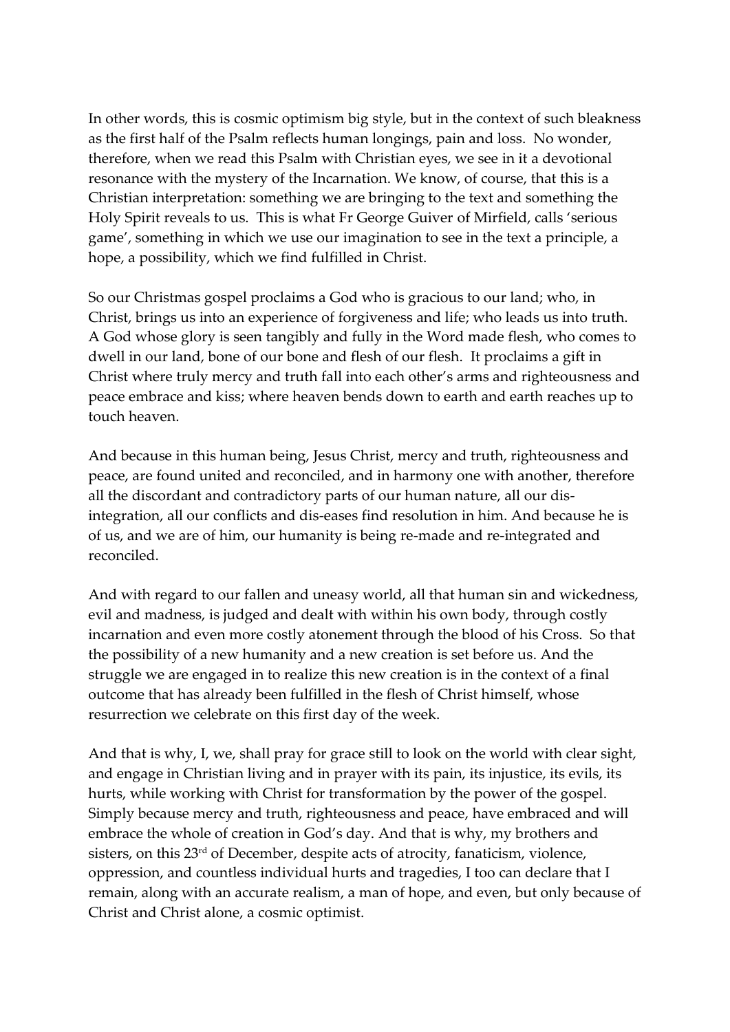In other words, this is cosmic optimism big style, but in the context of such bleakness as the first half of the Psalm reflects human longings, pain and loss. No wonder, therefore, when we read this Psalm with Christian eyes, we see in it a devotional resonance with the mystery of the Incarnation. We know, of course, that this is a Christian interpretation: something we are bringing to the text and something the Holy Spirit reveals to us. This is what Fr George Guiver of Mirfield, calls 'serious game', something in which we use our imagination to see in the text a principle, a hope, a possibility, which we find fulfilled in Christ.

So our Christmas gospel proclaims a God who is gracious to our land; who, in Christ, brings us into an experience of forgiveness and life; who leads us into truth. A God whose glory is seen tangibly and fully in the Word made flesh, who comes to dwell in our land, bone of our bone and flesh of our flesh. It proclaims a gift in Christ where truly mercy and truth fall into each other's arms and righteousness and peace embrace and kiss; where heaven bends down to earth and earth reaches up to touch heaven.

And because in this human being, Jesus Christ, mercy and truth, righteousness and peace, are found united and reconciled, and in harmony one with another, therefore all the discordant and contradictory parts of our human nature, all our dis-integration, all our conflicts and dis-eases find resolution in him. And because he is of us, and we are of him, our humanity is being re-made and re-integrated and reconciled.

And with regard to our fallen and uneasy world, all that human sin and wickedness, evil and madness, is judged and dealt with within his own body, through costly incarnation and even more costly atonement through the blood of his Cross. So that the possibility of a new humanity and a new creation is set before us. And the struggle we are engaged in to realize this new creation is in the context of a final outcome that has already been fulfilled in the flesh of Christ himself, whose resurrection we celebrate on this first day of the week.

And that is why, I, we, shall pray for grace still to look on the world with clear sight, and engage in Christian living and in prayer with its pain, its injustice, its evils, its hurts, while working with Christ for transformation by the power of the gospel. Simply because mercy and truth, righteousness and peace, have embraced and will embrace the whole of creation in God's day. And that is why, my brothers and sisters, on this 23rd of December, despite acts of atrocity, fanaticism, violence, oppression, and countless individual hurts and tragedies, I too can declare that I remain, along with an accurate realism, a man of hope, and even, but only because of Christ and Christ alone, a cosmic optimist.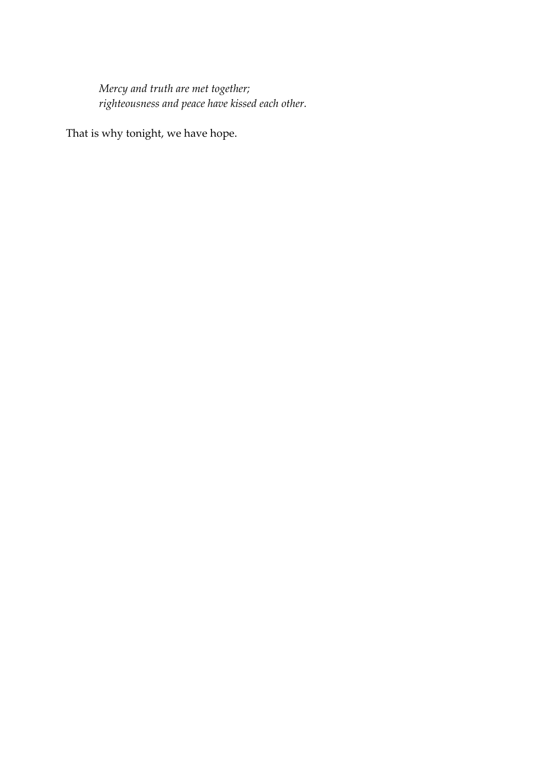> *Mercy and truth are met together;*
> *righteousness and peace have kissed each other.*

That is why tonight, we have hope.